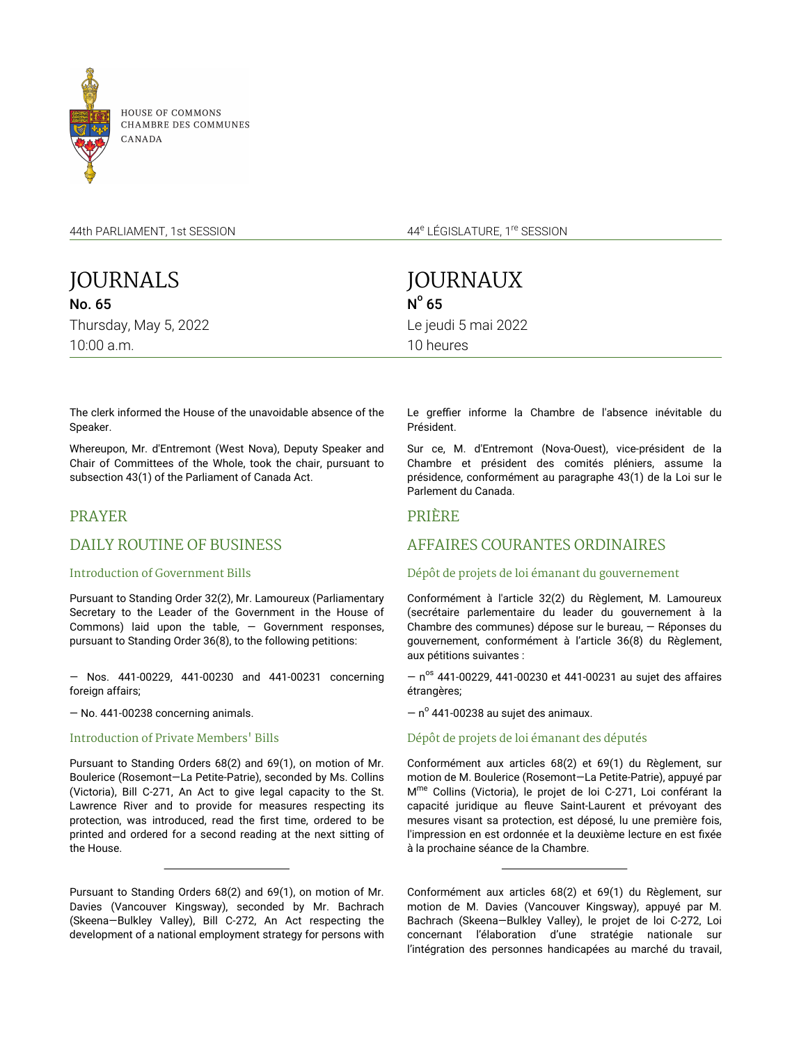HOUSE OF COMMONS
CHAMBRE DES COMMUNES
CANADA

44th PARLIAMENT, 1st SESSION

# JOURNALS

**No. 65**

Thursday, May 5, 2022

10:00 a.m.

The clerk informed the House of the unavoidable absence of the Speaker.

Whereupon, Mr. d'Entremont (West Nova), Deputy Speaker and Chair of Committees of the Whole, took the chair, pursuant to subsection 43(1) of the Parliament of Canada Act.

## PRAYER

## DAILY ROUTINE OF BUSINESS

### Introduction of Government Bills

Pursuant to Standing Order 32(2), Mr. Lamoureux (Parliamentary Secretary to the Leader of the Government in the House of Commons) laid upon the table, — Government responses, pursuant to Standing Order 36(8), to the following petitions:

— Nos. 441-00229, 441-00230 and 441-00231 concerning foreign affairs;

— No. 441-00238 concerning animals.

### Introduction of Private Members' Bills

Pursuant to Standing Orders 68(2) and 69(1), on motion of Mr. Boulerice (Rosemont—La Petite-Patrie), seconded by Ms. Collins (Victoria), Bill C-271, An Act to give legal capacity to the St. Lawrence River and to provide for measures respecting its protection, was introduced, read the first time, ordered to be printed and ordered for a second reading at the next sitting of the House.

---

Pursuant to Standing Orders 68(2) and 69(1), on motion of Mr. Davies (Vancouver Kingsway), seconded by Mr. Bachrach (Skeena—Bulkley Valley), Bill C-272, An Act respecting the development of a national employment strategy for persons with

---

44e LÉGISLATURE, 1re SESSION

# JOURNAUX

**No 65**

Le jeudi 5 mai 2022

10 heures

Le greffier informe la Chambre de l'absence inévitable du Président.

Sur ce, M. d'Entremont (Nova-Ouest), vice-président de la Chambre et président des comités pléniers, assume la présidence, conformément au paragraphe 43(1) de la Loi sur le Parlement du Canada.

## PRIÈRE

## AFFAIRES COURANTES ORDINAIRES

### Dépôt de projets de loi émanant du gouvernement

Conformément à l'article 32(2) du Règlement, M. Lamoureux (secrétaire parlementaire du leader du gouvernement à la Chambre des communes) dépose sur le bureau, — Réponses du gouvernement, conformément à l'article 36(8) du Règlement, aux pétitions suivantes :

— nos 441-00229, 441-00230 et 441-00231 au sujet des affaires étrangères;

— no 441-00238 au sujet des animaux.

### Dépôt de projets de loi émanant des députés

Conformément aux articles 68(2) et 69(1) du Règlement, sur motion de M. Boulerice (Rosemont—La Petite-Patrie), appuyé par Mme Collins (Victoria), le projet de loi C-271, Loi conférant la capacité juridique au fleuve Saint-Laurent et prévoyant des mesures visant sa protection, est déposé, lu une première fois, l'impression en est ordonnée et la deuxième lecture en est fixée à la prochaine séance de la Chambre.

---

Conformément aux articles 68(2) et 69(1) du Règlement, sur motion de M. Davies (Vancouver Kingsway), appuyé par M. Bachrach (Skeena—Bulkley Valley), le projet de loi C-272, Loi concernant l'élaboration d'une stratégie nationale sur l'intégration des personnes handicapées au marché du travail,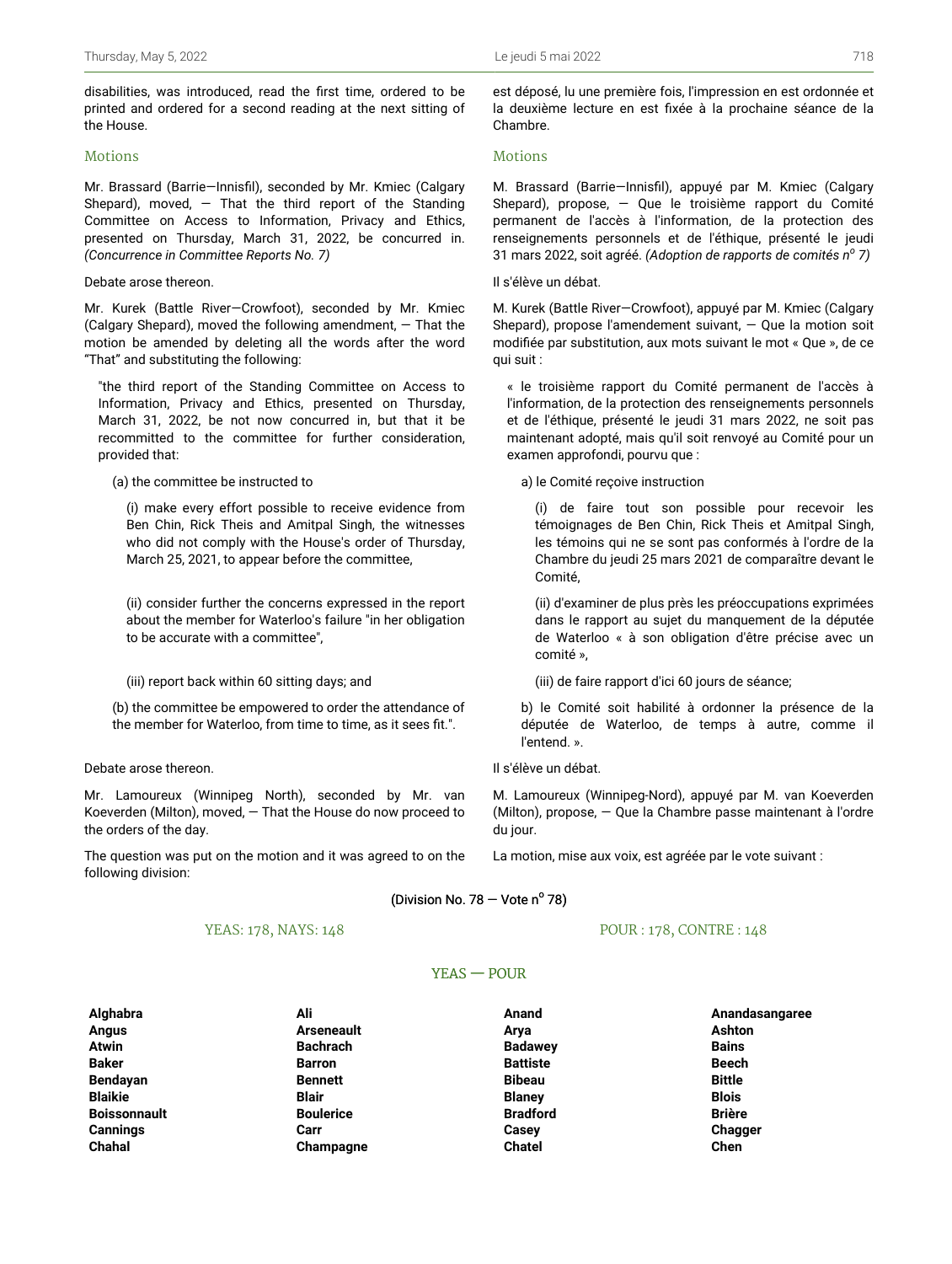disabilities, was introduced, read the first time, ordered to be printed and ordered for a second reading at the next sitting of the House.

est déposé, lu une première fois, l'impression en est ordonnée et la deuxième lecture en est fixée à la prochaine séance de la Chambre.

## Motions

Mr. Brassard (Barrie—Innisfil), seconded by Mr. Kmiec (Calgary Shepard), moved, — That the third report of the Standing Committee on Access to Information, Privacy and Ethics, presented on Thursday, March 31, 2022, be concurred in. *(Concurrence in Committee Reports No. 7)*

Debate arose thereon.

Mr. Kurek (Battle River—Crowfoot), seconded by Mr. Kmiec (Calgary Shepard), moved the following amendment, — That the motion be amended by deleting all the words after the word "That" and substituting the following:

"the third report of the Standing Committee on Access to Information, Privacy and Ethics, presented on Thursday, March 31, 2022, be not now concurred in, but that it be recommitted to the committee for further consideration, provided that:

(a) the committee be instructed to

(i) make every effort possible to receive evidence from Ben Chin, Rick Theis and Amitpal Singh, the witnesses who did not comply with the House's order of Thursday, March 25, 2021, to appear before the committee,

(ii) consider further the concerns expressed in the report about the member for Waterloo's failure "in her obligation to be accurate with a committee",

(iii) report back within 60 sitting days; and

(b) the committee be empowered to order the attendance of the member for Waterloo, from time to time, as it sees fit.".

Debate arose thereon.

Mr. Lamoureux (Winnipeg North), seconded by Mr. van Koeverden (Milton), moved, — That the House do now proceed to the orders of the day.

The question was put on the motion and it was agreed to on the following division:

## Motions

M. Brassard (Barrie—Innisfil), appuyé par M. Kmiec (Calgary Shepard), propose, — Que le troisième rapport du Comité permanent de l'accès à l'information, de la protection des renseignements personnels et de l'éthique, présenté le jeudi 31 mars 2022, soit agréé. *(Adoption de rapports de comités n$^{o}$ 7)*

Il s'élève un débat.

M. Kurek (Battle River—Crowfoot), appuyé par M. Kmiec (Calgary Shepard), propose l'amendement suivant, — Que la motion soit modifiée par substitution, aux mots suivant le mot « Que », de ce qui suit :

« le troisième rapport du Comité permanent de l'accès à l'information, de la protection des renseignements personnels et de l'éthique, présenté le jeudi 31 mars 2022, ne soit pas maintenant adopté, mais qu'il soit renvoyé au Comité pour un examen approfondi, pourvu que :

a) le Comité reçoive instruction

(i) de faire tout son possible pour recevoir les témoignages de Ben Chin, Rick Theis et Amitpal Singh, les témoins qui ne se sont pas conformés à l'ordre de la Chambre du jeudi 25 mars 2021 de comparaître devant le Comité,

(ii) d'examiner de plus près les préoccupations exprimées dans le rapport au sujet du manquement de la députée de Waterloo « à son obligation d'être précise avec un comité »,

(iii) de faire rapport d'ici 60 jours de séance;

b) le Comité soit habilité à ordonner la présence de la députée de Waterloo, de temps à autre, comme il l'entend. ».

Il s'élève un débat.

M. Lamoureux (Winnipeg-Nord), appuyé par M. van Koeverden (Milton), propose, — Que la Chambre passe maintenant à l'ordre du jour.

La motion, mise aux voix, est agréée par le vote suivant :

(Division No. 78 — Vote n$^{o}$ 78)

YEAS: 178, NAYS: 148 — POUR : 178, CONTRE : 148

### YEAS — POUR

| | | | |
|---|---|---|---|
| **Alghabra** | **Ali** | **Anand** | **Anandasangaree** |
| **Angus** | **Arseneault** | **Arya** | **Ashton** |
| **Atwin** | **Bachrach** | **Badawey** | **Bains** |
| **Baker** | **Barron** | **Battiste** | **Beech** |
| **Bendayan** | **Bennett** | **Bibeau** | **Bittle** |
| **Blaikie** | **Blair** | **Blaney** | **Blois** |
| **Boissonnault** | **Boulerice** | **Bradford** | **Brière** |
| **Cannings** | **Carr** | **Casey** | **Chagger** |
| **Chahal** | **Champagne** | **Chatel** | **Chen** |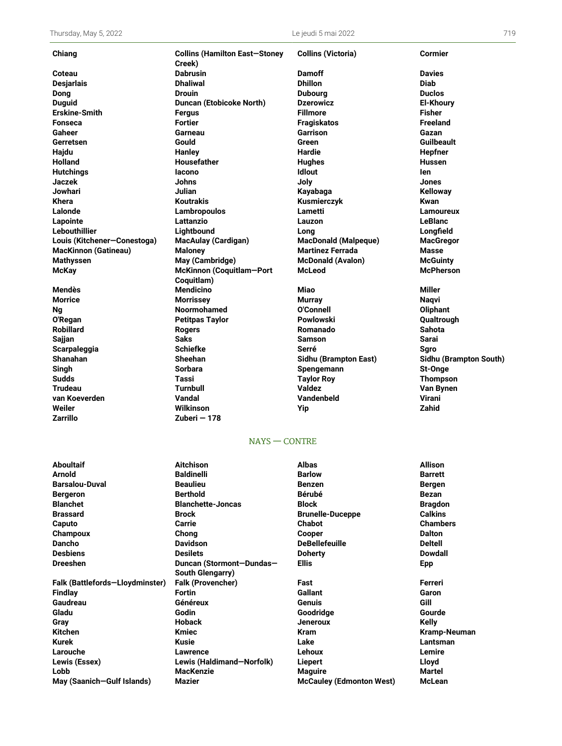| | | | |
|---|---|---|---|
| **Chiang** | **Collins (Hamilton East—Stoney Creek)** | **Collins (Victoria)** | **Cormier** |
| **Coteau** | **Dabrusin** | **Damoff** | **Davies** |
| **Desjarlais** | **Dhaliwal** | **Dhillon** | **Diab** |
| **Dong** | **Drouin** | **Dubourg** | **Duclos** |
| **Duguid** | **Duncan (Etobicoke North)** | **Dzerowicz** | **El-Khoury** |
| **Erskine-Smith** | **Fergus** | **Fillmore** | **Fisher** |
| **Fonseca** | **Fortier** | **Fragiskatos** | **Freeland** |
| **Gaheer** | **Garneau** | **Garrison** | **Gazan** |
| **Gerretsen** | **Gould** | **Green** | **Guilbeault** |
| **Hajdu** | **Hanley** | **Hardie** | **Hepfner** |
| **Holland** | **Housefather** | **Hughes** | **Hussen** |
| **Hutchings** | **Iacono** | **Idlout** | **Ien** |
| **Jaczek** | **Johns** | **Joly** | **Jones** |
| **Jowhari** | **Julian** | **Kayabaga** | **Kelloway** |
| **Khera** | **Koutrakis** | **Kusmierczyk** | **Kwan** |
| **Lalonde** | **Lambropoulos** | **Lametti** | **Lamoureux** |
| **Lapointe** | **Lattanzio** | **Lauzon** | **LeBlanc** |
| **Lebouthillier** | **Lightbound** | **Long** | **Longfield** |
| **Louis (Kitchener—Conestoga)** | **MacAulay (Cardigan)** | **MacDonald (Malpeque)** | **MacGregor** |
| **MacKinnon (Gatineau)** | **Maloney** | **Martinez Ferrada** | **Masse** |
| **Mathyssen** | **May (Cambridge)** | **McDonald (Avalon)** | **McGuinty** |
| **McKay** | **McKinnon (Coquitlam—Port Coquitlam)** | **McLeod** | **McPherson** |
| **Mendès** | **Mendicino** | **Miao** | **Miller** |
| **Morrice** | **Morrissey** | **Murray** | **Naqvi** |
| **Ng** | **Noormohamed** | **O'Connell** | **Oliphant** |
| **O'Regan** | **Petitpas Taylor** | **Powlowski** | **Qualtrough** |
| **Robillard** | **Rogers** | **Romanado** | **Sahota** |
| **Sajjan** | **Saks** | **Samson** | **Sarai** |
| **Scarpaleggia** | **Schiefke** | **Serré** | **Sgro** |
| **Shanahan** | **Sheehan** | **Sidhu (Brampton East)** | **Sidhu (Brampton South)** |
| **Singh** | **Sorbara** | **Spengemann** | **St-Onge** |
| **Sudds** | **Tassi** | **Taylor Roy** | **Thompson** |
| **Trudeau** | **Turnbull** | **Valdez** | **Van Bynen** |
| **van Koeverden** | **Vandal** | **Vandenbeld** | **Virani** |
| **Weiler** | **Wilkinson** | **Yip** | **Zahid** |
| **Zarrillo** | **Zuberi — 178** | | |

## NAYS — CONTRE

| | | | |
|---|---|---|---|
| **Aboultaif** | **Aitchison** | **Albas** | **Allison** |
| **Arnold** | **Baldinelli** | **Barlow** | **Barrett** |
| **Barsalou-Duval** | **Beaulieu** | **Benzen** | **Bergen** |
| **Bergeron** | **Berthold** | **Bérubé** | **Bezan** |
| **Blanchet** | **Blanchette-Joncas** | **Block** | **Bragdon** |
| **Brassard** | **Brock** | **Brunelle-Duceppe** | **Calkins** |
| **Caputo** | **Carrie** | **Chabot** | **Chambers** |
| **Champoux** | **Chong** | **Cooper** | **Dalton** |
| **Dancho** | **Davidson** | **DeBellefeuille** | **Deltell** |
| **Desbiens** | **Desilets** | **Doherty** | **Dowdall** |
| **Dreeshen** | **Duncan (Stormont—Dundas—South Glengarry)** | **Ellis** | **Epp** |
| **Falk (Battlefords—Lloydminster)** | **Falk (Provencher)** | **Fast** | **Ferreri** |
| **Findlay** | **Fortin** | **Gallant** | **Garon** |
| **Gaudreau** | **Généreux** | **Genuis** | **Gill** |
| **Gladu** | **Godin** | **Goodridge** | **Gourde** |
| **Gray** | **Hoback** | **Jeneroux** | **Kelly** |
| **Kitchen** | **Kmiec** | **Kram** | **Kramp-Neuman** |
| **Kurek** | **Kusie** | **Lake** | **Lantsman** |
| **Larouche** | **Lawrence** | **Lehoux** | **Lemire** |
| **Lewis (Essex)** | **Lewis (Haldimand—Norfolk)** | **Liepert** | **Lloyd** |
| **Lobb** | **MacKenzie** | **Maguire** | **Martel** |
| **May (Saanich—Gulf Islands)** | **Mazier** | **McCauley (Edmonton West)** | **McLean** |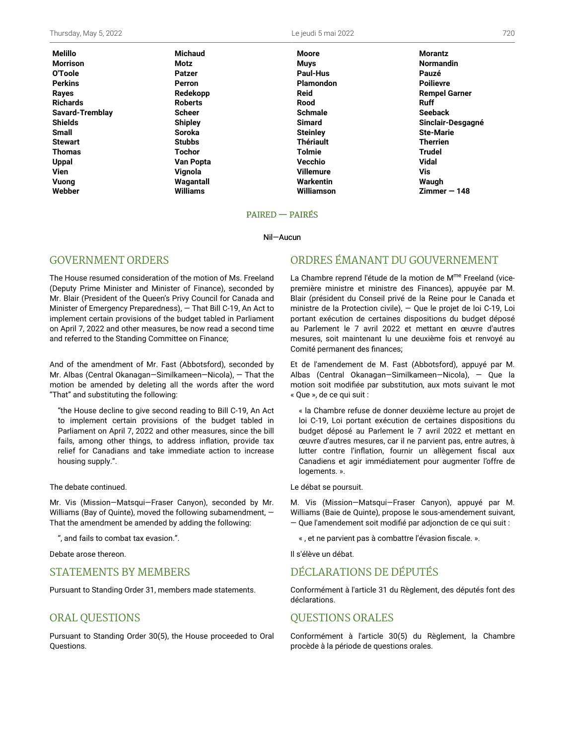| | | | |
|---|---|---|---|
| **Melillo** | **Michaud** | **Moore** | **Morantz** |
| **Morrison** | **Motz** | **Muys** | **Normandin** |
| **O'Toole** | **Patzer** | **Paul-Hus** | **Pauzé** |
| **Perkins** | **Perron** | **Plamondon** | **Poilievre** |
| **Rayes** | **Redekopp** | **Reid** | **Rempel Garner** |
| **Richards** | **Roberts** | **Rood** | **Ruff** |
| **Savard-Tremblay** | **Scheer** | **Schmale** | **Seeback** |
| **Shields** | **Shipley** | **Simard** | **Sinclair-Desgagné** |
| **Small** | **Soroka** | **Steinley** | **Ste-Marie** |
| **Stewart** | **Stubbs** | **Thériault** | **Therrien** |
| **Thomas** | **Tochor** | **Tolmie** | **Trudel** |
| **Uppal** | **Van Popta** | **Vecchio** | **Vidal** |
| **Vien** | **Vignola** | **Villemure** | **Vis** |
| **Vuong** | **Wagantall** | **Warkentin** | **Waugh** |
| **Webber** | **Williams** | **Williamson** | **Zimmer — 148** |

PAIRED — PAIRÉS

Nil—Aucun

## GOVERNMENT ORDERS

The House resumed consideration of the motion of Ms. Freeland (Deputy Prime Minister and Minister of Finance), seconded by Mr. Blair (President of the Queen's Privy Council for Canada and Minister of Emergency Preparedness), — That Bill C-19, An Act to implement certain provisions of the budget tabled in Parliament on April 7, 2022 and other measures, be now read a second time and referred to the Standing Committee on Finance;

And of the amendment of Mr. Fast (Abbotsford), seconded by Mr. Albas (Central Okanagan—Similkameen—Nicola), — That the motion be amended by deleting all the words after the word "That" and substituting the following:

> "the House decline to give second reading to Bill C-19, An Act to implement certain provisions of the budget tabled in Parliament on April 7, 2022 and other measures, since the bill fails, among other things, to address inflation, provide tax relief for Canadians and take immediate action to increase housing supply.".

The debate continued.

Mr. Vis (Mission—Matsqui—Fraser Canyon), seconded by Mr. Williams (Bay of Quinte), moved the following subamendment, — That the amendment be amended by adding the following:

> ", and fails to combat tax evasion.".

Debate arose thereon.

## STATEMENTS BY MEMBERS

Pursuant to Standing Order 31, members made statements.

## ORAL QUESTIONS

Pursuant to Standing Order 30(5), the House proceeded to Oral Questions.

## ORDRES ÉMANANT DU GOUVERNEMENT

La Chambre reprend l'étude de la motion de M^me Freeland (vice-première ministre et ministre des Finances), appuyée par M. Blair (président du Conseil privé de la Reine pour le Canada et ministre de la Protection civile), — Que le projet de loi C-19, Loi portant exécution de certaines dispositions du budget déposé au Parlement le 7 avril 2022 et mettant en œuvre d'autres mesures, soit maintenant lu une deuxième fois et renvoyé au Comité permanent des finances;

Et de l'amendement de M. Fast (Abbotsford), appuyé par M. Albas (Central Okanagan—Similkameen—Nicola), — Que la motion soit modifiée par substitution, aux mots suivant le mot « Que », de ce qui suit :

> « la Chambre refuse de donner deuxième lecture au projet de loi C-19, Loi portant exécution de certaines dispositions du budget déposé au Parlement le 7 avril 2022 et mettant en œuvre d'autres mesures, car il ne parvient pas, entre autres, à lutter contre l'inflation, fournir un allègement fiscal aux Canadiens et agir immédiatement pour augmenter l'offre de logements. ».

Le débat se poursuit.

M. Vis (Mission—Matsqui—Fraser Canyon), appuyé par M. Williams (Baie de Quinte), propose le sous-amendement suivant, — Que l'amendement soit modifié par adjonction de ce qui suit :

> « , et ne parvient pas à combattre l'évasion fiscale. ».

Il s'élève un débat.

## DÉCLARATIONS DE DÉPUTÉS

Conformément à l'article 31 du Règlement, des députés font des déclarations.

## QUESTIONS ORALES

Conformément à l'article 30(5) du Règlement, la Chambre procède à la période de questions orales.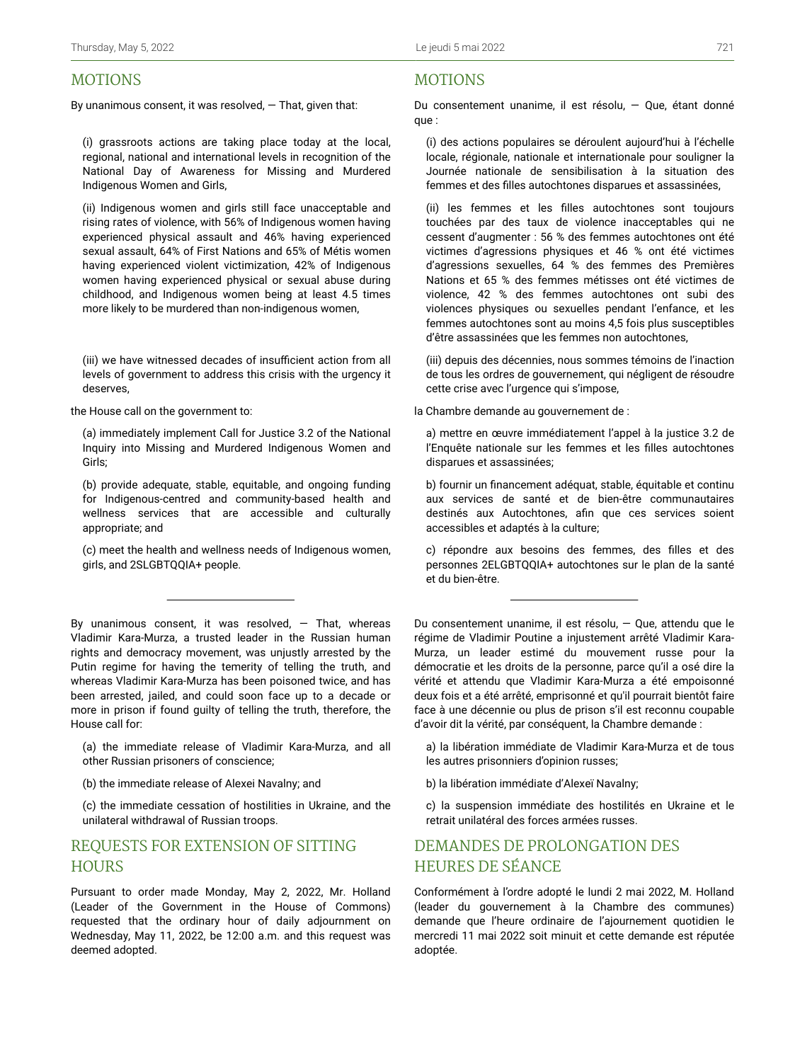## MOTIONS

By unanimous consent, it was resolved, — That, given that:

(i) grassroots actions are taking place today at the local, regional, national and international levels in recognition of the National Day of Awareness for Missing and Murdered Indigenous Women and Girls,

(ii) Indigenous women and girls still face unacceptable and rising rates of violence, with 56% of Indigenous women having experienced physical assault and 46% having experienced sexual assault, 64% of First Nations and 65% of Métis women having experienced violent victimization, 42% of Indigenous women having experienced physical or sexual abuse during childhood, and Indigenous women being at least 4.5 times more likely to be murdered than non-indigenous women,

(iii) we have witnessed decades of insufficient action from all levels of government to address this crisis with the urgency it deserves,

the House call on the government to:

(a) immediately implement Call for Justice 3.2 of the National Inquiry into Missing and Murdered Indigenous Women and Girls;

(b) provide adequate, stable, equitable, and ongoing funding for Indigenous-centred and community-based health and wellness services that are accessible and culturally appropriate; and

(c) meet the health and wellness needs of Indigenous women, girls, and 2SLGBTQQIA+ people.

---

By unanimous consent, it was resolved, — That, whereas Vladimir Kara-Murza, a trusted leader in the Russian human rights and democracy movement, was unjustly arrested by the Putin regime for having the temerity of telling the truth, and whereas Vladimir Kara-Murza has been poisoned twice, and has been arrested, jailed, and could soon face up to a decade or more in prison if found guilty of telling the truth, therefore, the House call for:

(a) the immediate release of Vladimir Kara-Murza, and all other Russian prisoners of conscience;

(b) the immediate release of Alexei Navalny; and

(c) the immediate cessation of hostilities in Ukraine, and the unilateral withdrawal of Russian troops.

## REQUESTS FOR EXTENSION OF SITTING HOURS

Pursuant to order made Monday, May 2, 2022, Mr. Holland (Leader of the Government in the House of Commons) requested that the ordinary hour of daily adjournment on Wednesday, May 11, 2022, be 12:00 a.m. and this request was deemed adopted.

## MOTIONS

Du consentement unanime, il est résolu, — Que, étant donné que :

(i) des actions populaires se déroulent aujourd'hui à l'échelle locale, régionale, nationale et internationale pour souligner la Journée nationale de sensibilisation à la situation des femmes et des filles autochtones disparues et assassinées,

(ii) les femmes et les filles autochtones sont toujours touchées par des taux de violence inacceptables qui ne cessent d'augmenter : 56 % des femmes autochtones ont été victimes d'agressions physiques et 46 % ont été victimes d'agressions sexuelles, 64 % des femmes des Premières Nations et 65 % des femmes métisses ont été victimes de violence, 42 % des femmes autochtones ont subi des violences physiques ou sexuelles pendant l'enfance, et les femmes autochtones sont au moins 4,5 fois plus susceptibles d'être assassinées que les femmes non autochtones,

(iii) depuis des décennies, nous sommes témoins de l'inaction de tous les ordres de gouvernement, qui négligent de résoudre cette crise avec l'urgence qui s'impose,

la Chambre demande au gouvernement de :

a) mettre en œuvre immédiatement l'appel à la justice 3.2 de l'Enquête nationale sur les femmes et les filles autochtones disparues et assassinées;

b) fournir un financement adéquat, stable, équitable et continu aux services de santé et de bien-être communautaires destinés aux Autochtones, afin que ces services soient accessibles et adaptés à la culture;

c) répondre aux besoins des femmes, des filles et des personnes 2ELGBTQQIA+ autochtones sur le plan de la santé et du bien-être.

---

Du consentement unanime, il est résolu, — Que, attendu que le régime de Vladimir Poutine a injustement arrêté Vladimir Kara-Murza, un leader estimé du mouvement russe pour la démocratie et les droits de la personne, parce qu'il a osé dire la vérité et attendu que Vladimir Kara-Murza a été empoisonné deux fois et a été arrêté, emprisonné et qu'il pourrait bientôt faire face à une décennie ou plus de prison s'il est reconnu coupable d'avoir dit la vérité, par conséquent, la Chambre demande :

a) la libération immédiate de Vladimir Kara-Murza et de tous les autres prisonniers d'opinion russes;

b) la libération immédiate d'Alexeï Navalny;

c) la suspension immédiate des hostilités en Ukraine et le retrait unilatéral des forces armées russes.

## DEMANDES DE PROLONGATION DES HEURES DE SÉANCE

Conformément à l'ordre adopté le lundi 2 mai 2022, M. Holland (leader du gouvernement à la Chambre des communes) demande que l'heure ordinaire de l'ajournement quotidien le mercredi 11 mai 2022 soit minuit et cette demande est réputée adoptée.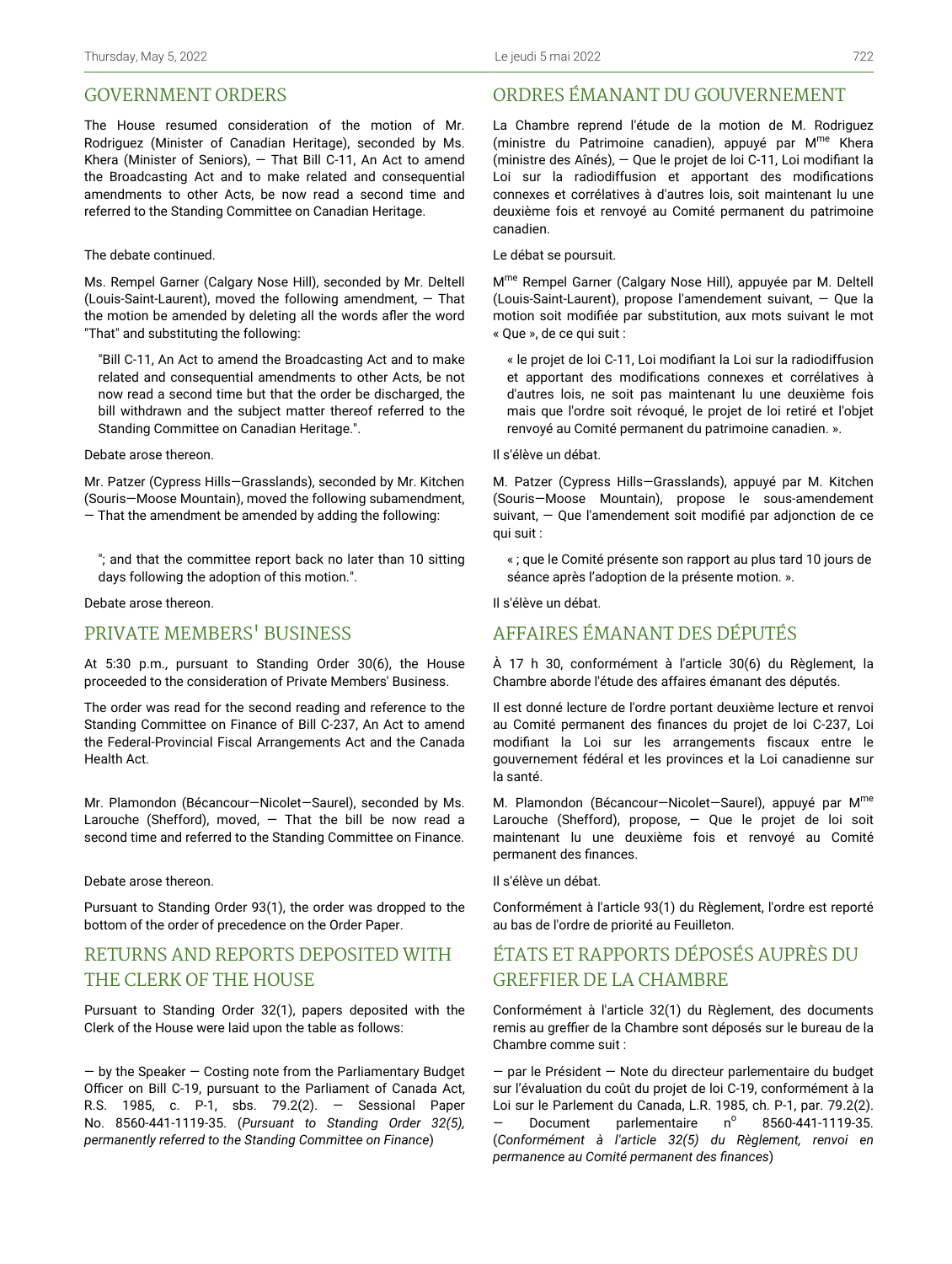## GOVERNMENT ORDERS

The House resumed consideration of the motion of Mr. Rodriguez (Minister of Canadian Heritage), seconded by Ms. Khera (Minister of Seniors), — That Bill C-11, An Act to amend the Broadcasting Act and to make related and consequential amendments to other Acts, be now read a second time and referred to the Standing Committee on Canadian Heritage.

The debate continued.

Ms. Rempel Garner (Calgary Nose Hill), seconded by Mr. Deltell (Louis-Saint-Laurent), moved the following amendment, — That the motion be amended by deleting all the words after the word "That" and substituting the following:

> "Bill C-11, An Act to amend the Broadcasting Act and to make related and consequential amendments to other Acts, be not now read a second time but that the order be discharged, the bill withdrawn and the subject matter thereof referred to the Standing Committee on Canadian Heritage.".

Debate arose thereon.

Mr. Patzer (Cypress Hills—Grasslands), seconded by Mr. Kitchen (Souris—Moose Mountain), moved the following subamendment, — That the amendment be amended by adding the following:

> "; and that the committee report back no later than 10 sitting days following the adoption of this motion.".

Debate arose thereon.

## PRIVATE MEMBERS' BUSINESS

At 5:30 p.m., pursuant to Standing Order 30(6), the House proceeded to the consideration of Private Members' Business.

The order was read for the second reading and reference to the Standing Committee on Finance of Bill C-237, An Act to amend the Federal-Provincial Fiscal Arrangements Act and the Canada Health Act.

Mr. Plamondon (Bécancour—Nicolet—Saurel), seconded by Ms. Larouche (Shefford), moved, — That the bill be now read a second time and referred to the Standing Committee on Finance.

Debate arose thereon.

Pursuant to Standing Order 93(1), the order was dropped to the bottom of the order of precedence on the Order Paper.

## RETURNS AND REPORTS DEPOSITED WITH THE CLERK OF THE HOUSE

Pursuant to Standing Order 32(1), papers deposited with the Clerk of the House were laid upon the table as follows:

— by the Speaker — Costing note from the Parliamentary Budget Officer on Bill C-19, pursuant to the Parliament of Canada Act, R.S. 1985, c. P-1, sbs. 79.2(2). — Sessional Paper No. 8560-441-1119-35. (*Pursuant to Standing Order 32(5), permanently referred to the Standing Committee on Finance*)

## ORDRES ÉMANANT DU GOUVERNEMENT

La Chambre reprend l'étude de la motion de M. Rodriguez (ministre du Patrimoine canadien), appuyé par Mme Khera (ministre des Aînés), — Que le projet de loi C-11, Loi modifiant la Loi sur la radiodiffusion et apportant des modifications connexes et corrélatives à d'autres lois, soit maintenant lu une deuxième fois et renvoyé au Comité permanent du patrimoine canadien.

Le débat se poursuit.

Mme Rempel Garner (Calgary Nose Hill), appuyée par M. Deltell (Louis-Saint-Laurent), propose l'amendement suivant, — Que la motion soit modifiée par substitution, aux mots suivant le mot « Que », de ce qui suit :

> « le projet de loi C-11, Loi modifiant la Loi sur la radiodiffusion et apportant des modifications connexes et corrélatives à d'autres lois, ne soit pas maintenant lu une deuxième fois mais que l'ordre soit révoqué, le projet de loi retiré et l'objet renvoyé au Comité permanent du patrimoine canadien. ».

Il s'élève un débat.

M. Patzer (Cypress Hills—Grasslands), appuyé par M. Kitchen (Souris—Moose Mountain), propose le sous-amendement suivant, — Que l'amendement soit modifié par adjonction de ce qui suit :

> « ; que le Comité présente son rapport au plus tard 10 jours de séance après l'adoption de la présente motion. ».

Il s'élève un débat.

## AFFAIRES ÉMANANT DES DÉPUTÉS

À 17 h 30, conformément à l'article 30(6) du Règlement, la Chambre aborde l'étude des affaires émanant des députés.

Il est donné lecture de l'ordre portant deuxième lecture et renvoi au Comité permanent des finances du projet de loi C-237, Loi modifiant la Loi sur les arrangements fiscaux entre le gouvernement fédéral et les provinces et la Loi canadienne sur la santé.

M. Plamondon (Bécancour—Nicolet—Saurel), appuyé par Mme Larouche (Shefford), propose, — Que le projet de loi soit maintenant lu une deuxième fois et renvoyé au Comité permanent des finances.

Il s'élève un débat.

Conformément à l'article 93(1) du Règlement, l'ordre est reporté au bas de l'ordre de priorité au Feuilleton.

## ÉTATS ET RAPPORTS DÉPOSÉS AUPRÈS DU GREFFIER DE LA CHAMBRE

Conformément à l'article 32(1) du Règlement, des documents remis au greffier de la Chambre sont déposés sur le bureau de la Chambre comme suit :

— par le Président — Note du directeur parlementaire du budget sur l'évaluation du coût du projet de loi C-19, conformément à la Loi sur le Parlement du Canada, L.R. 1985, ch. P-1, par. 79.2(2). — Document parlementaire no 8560-441-1119-35. (*Conformément à l'article 32(5) du Règlement, renvoi en permanence au Comité permanent des finances*)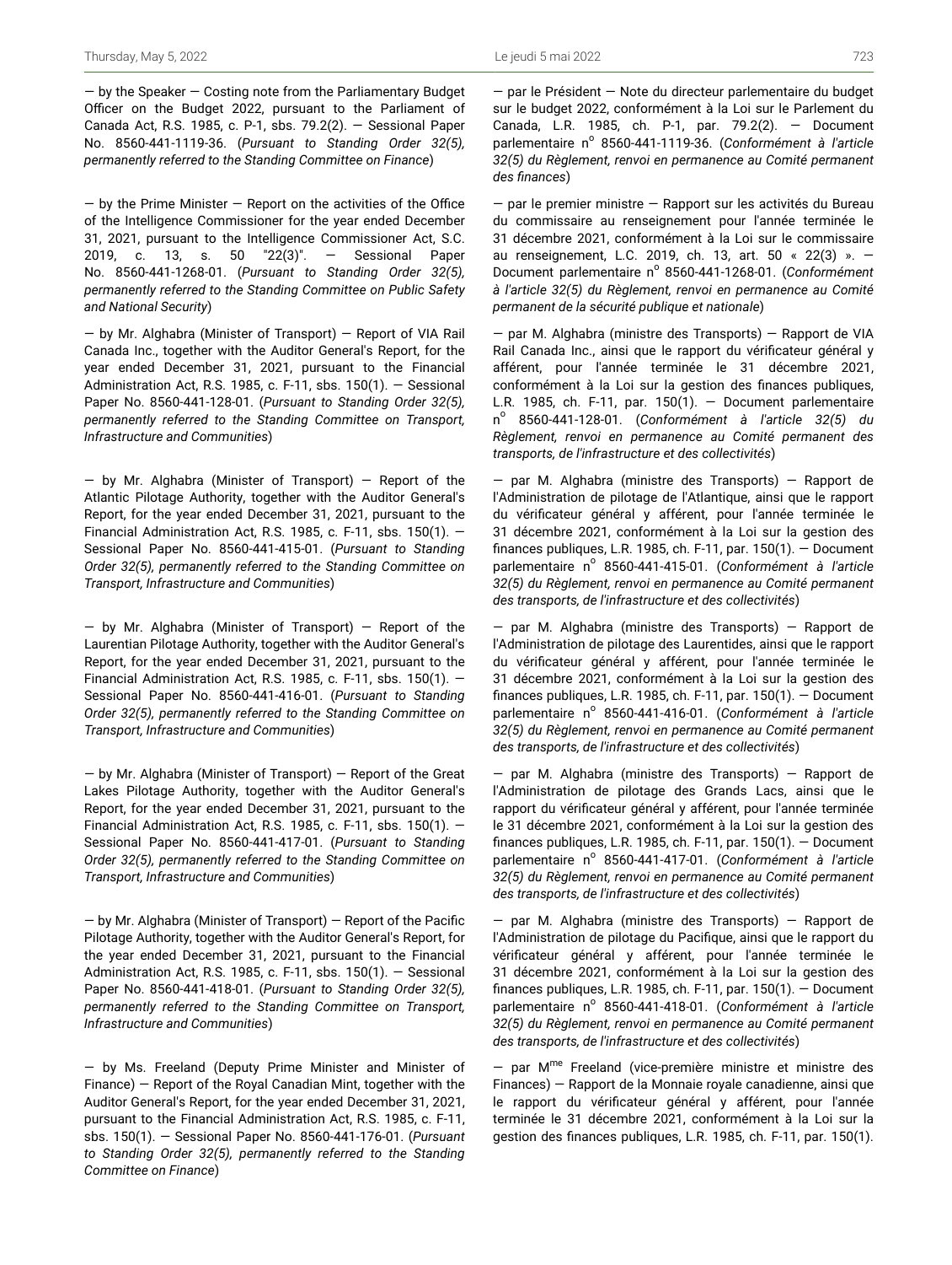— by the Speaker — Costing note from the Parliamentary Budget Officer on the Budget 2022, pursuant to the Parliament of Canada Act, R.S. 1985, c. P-1, sbs. 79.2(2). — Sessional Paper No. 8560-441-1119-36. (*Pursuant to Standing Order 32(5), permanently referred to the Standing Committee on Finance*)

— by the Prime Minister — Report on the activities of the Office of the Intelligence Commissioner for the year ended December 31, 2021, pursuant to the Intelligence Commissioner Act, S.C. 2019, c. 13, s. 50 "22(3)". — Sessional Paper No. 8560-441-1268-01. (*Pursuant to Standing Order 32(5), permanently referred to the Standing Committee on Public Safety and National Security*)

— by Mr. Alghabra (Minister of Transport) — Report of VIA Rail Canada Inc., together with the Auditor General's Report, for the year ended December 31, 2021, pursuant to the Financial Administration Act, R.S. 1985, c. F-11, sbs. 150(1). — Sessional Paper No. 8560-441-128-01. (*Pursuant to Standing Order 32(5), permanently referred to the Standing Committee on Transport, Infrastructure and Communities*)

— by Mr. Alghabra (Minister of Transport) — Report of the Atlantic Pilotage Authority, together with the Auditor General's Report, for the year ended December 31, 2021, pursuant to the Financial Administration Act, R.S. 1985, c. F-11, sbs. 150(1). — Sessional Paper No. 8560-441-415-01. (*Pursuant to Standing Order 32(5), permanently referred to the Standing Committee on Transport, Infrastructure and Communities*)

— by Mr. Alghabra (Minister of Transport) — Report of the Laurentian Pilotage Authority, together with the Auditor General's Report, for the year ended December 31, 2021, pursuant to the Financial Administration Act, R.S. 1985, c. F-11, sbs. 150(1). — Sessional Paper No. 8560-441-416-01. (*Pursuant to Standing Order 32(5), permanently referred to the Standing Committee on Transport, Infrastructure and Communities*)

— by Mr. Alghabra (Minister of Transport) — Report of the Great Lakes Pilotage Authority, together with the Auditor General's Report, for the year ended December 31, 2021, pursuant to the Financial Administration Act, R.S. 1985, c. F-11, sbs. 150(1). — Sessional Paper No. 8560-441-417-01. (*Pursuant to Standing Order 32(5), permanently referred to the Standing Committee on Transport, Infrastructure and Communities*)

— by Mr. Alghabra (Minister of Transport) — Report of the Pacific Pilotage Authority, together with the Auditor General's Report, for the year ended December 31, 2021, pursuant to the Financial Administration Act, R.S. 1985, c. F-11, sbs. 150(1). — Sessional Paper No. 8560-441-418-01. (*Pursuant to Standing Order 32(5), permanently referred to the Standing Committee on Transport, Infrastructure and Communities*)

— by Ms. Freeland (Deputy Prime Minister and Minister of Finance) — Report of the Royal Canadian Mint, together with the Auditor General's Report, for the year ended December 31, 2021, pursuant to the Financial Administration Act, R.S. 1985, c. F-11, sbs. 150(1). — Sessional Paper No. 8560-441-176-01. (*Pursuant to Standing Order 32(5), permanently referred to the Standing Committee on Finance*)

— par le Président — Note du directeur parlementaire du budget sur le budget 2022, conformément à la Loi sur le Parlement du Canada, L.R. 1985, ch. P-1, par. 79.2(2). — Document parlementaire n° 8560-441-1119-36. (*Conformément à l'article 32(5) du Règlement, renvoi en permanence au Comité permanent des finances*)

— par le premier ministre — Rapport sur les activités du Bureau du commissaire au renseignement pour l'année terminée le 31 décembre 2021, conformément à la Loi sur le commissaire au renseignement, L.C. 2019, ch. 13, art. 50 « 22(3) ». — Document parlementaire n° 8560-441-1268-01. (*Conformément à l'article 32(5) du Règlement, renvoi en permanence au Comité permanent de la sécurité publique et nationale*)

— par M. Alghabra (ministre des Transports) — Rapport de VIA Rail Canada Inc., ainsi que le rapport du vérificateur général y afférent, pour l'année terminée le 31 décembre 2021, conformément à la Loi sur la gestion des finances publiques, L.R. 1985, ch. F-11, par. 150(1). — Document parlementaire n° 8560-441-128-01. (*Conformément à l'article 32(5) du Règlement, renvoi en permanence au Comité permanent des transports, de l'infrastructure et des collectivités*)

— par M. Alghabra (ministre des Transports) — Rapport de l'Administration de pilotage de l'Atlantique, ainsi que le rapport du vérificateur général y afférent, pour l'année terminée le 31 décembre 2021, conformément à la Loi sur la gestion des finances publiques, L.R. 1985, ch. F-11, par. 150(1). — Document parlementaire n° 8560-441-415-01. (*Conformément à l'article 32(5) du Règlement, renvoi en permanence au Comité permanent des transports, de l'infrastructure et des collectivités*)

— par M. Alghabra (ministre des Transports) — Rapport de l'Administration de pilotage des Laurentides, ainsi que le rapport du vérificateur général y afférent, pour l'année terminée le 31 décembre 2021, conformément à la Loi sur la gestion des finances publiques, L.R. 1985, ch. F-11, par. 150(1). — Document parlementaire n° 8560-441-416-01. (*Conformément à l'article 32(5) du Règlement, renvoi en permanence au Comité permanent des transports, de l'infrastructure et des collectivités*)

— par M. Alghabra (ministre des Transports) — Rapport de l'Administration de pilotage des Grands Lacs, ainsi que le rapport du vérificateur général y afférent, pour l'année terminée le 31 décembre 2021, conformément à la Loi sur la gestion des finances publiques, L.R. 1985, ch. F-11, par. 150(1). — Document parlementaire n° 8560-441-417-01. (*Conformément à l'article 32(5) du Règlement, renvoi en permanence au Comité permanent des transports, de l'infrastructure et des collectivités*)

— par M. Alghabra (ministre des Transports) — Rapport de l'Administration de pilotage du Pacifique, ainsi que le rapport du vérificateur général y afférent, pour l'année terminée le 31 décembre 2021, conformément à la Loi sur la gestion des finances publiques, L.R. 1985, ch. F-11, par. 150(1). — Document parlementaire n° 8560-441-418-01. (*Conformément à l'article 32(5) du Règlement, renvoi en permanence au Comité permanent des transports, de l'infrastructure et des collectivités*)

— par Mme Freeland (vice-première ministre et ministre des Finances) — Rapport de la Monnaie royale canadienne, ainsi que le rapport du vérificateur général y afférent, pour l'année terminée le 31 décembre 2021, conformément à la Loi sur la gestion des finances publiques, L.R. 1985, ch. F-11, par. 150(1).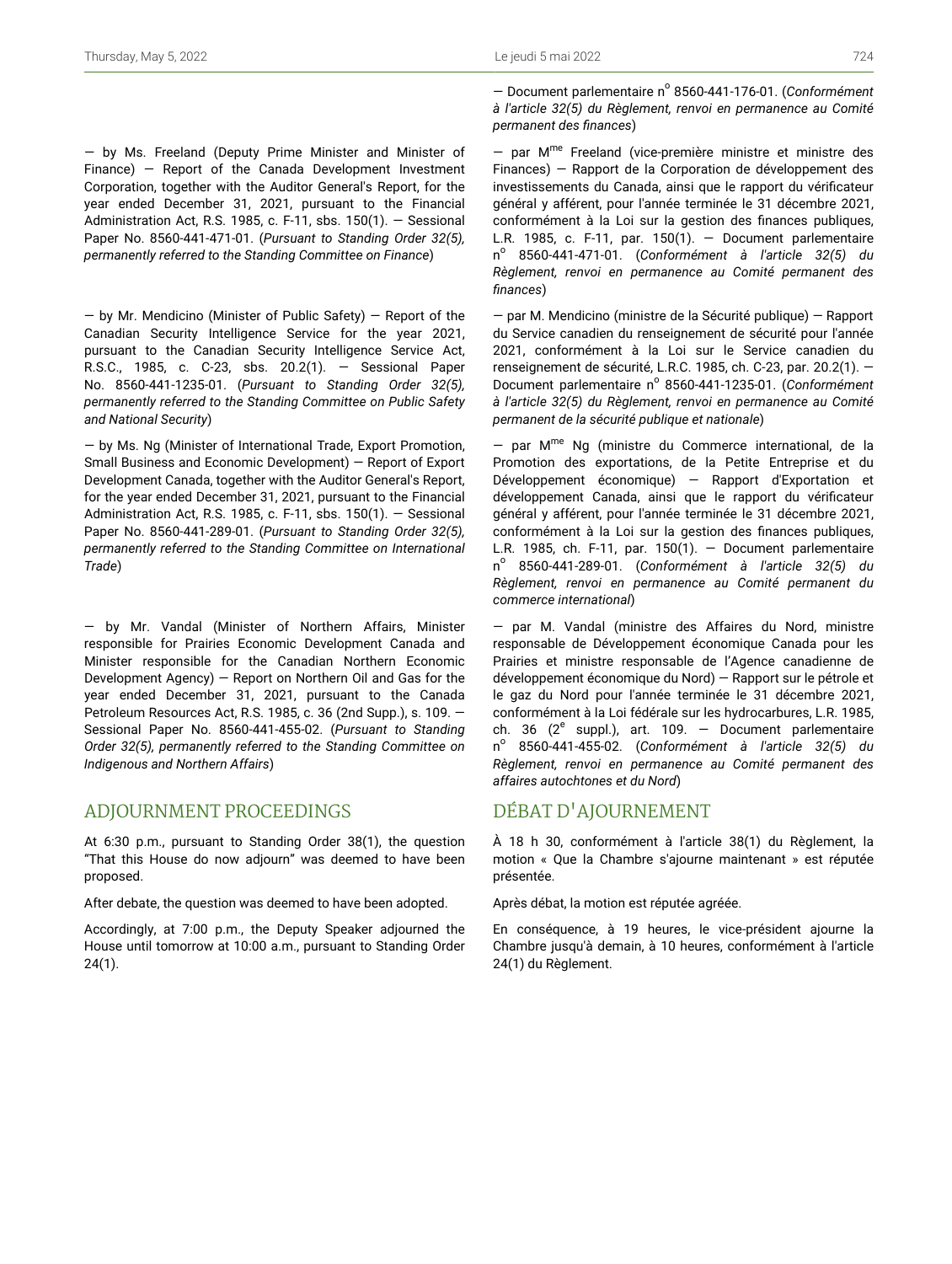— Document parlementaire n[o] 8560-441-176-01. (*Conformément à l'article 32(5) du Règlement, renvoi en permanence au Comité permanent des finances*)

— by Ms. Freeland (Deputy Prime Minister and Minister of Finance) — Report of the Canada Development Investment Corporation, together with the Auditor General's Report, for the year ended December 31, 2021, pursuant to the Financial Administration Act, R.S. 1985, c. F-11, sbs. 150(1). — Sessional Paper No. 8560-441-471-01. (*Pursuant to Standing Order 32(5), permanently referred to the Standing Committee on Finance*)

— par M[me] Freeland (vice-première ministre et ministre des Finances) — Rapport de la Corporation de développement des investissements du Canada, ainsi que le rapport du vérificateur général y afférent, pour l'année terminée le 31 décembre 2021, conformément à la Loi sur la gestion des finances publiques, L.R. 1985, c. F-11, par. 150(1). — Document parlementaire n[o] 8560-441-471-01. (*Conformément à l'article 32(5) du Règlement, renvoi en permanence au Comité permanent des finances*)

— by Mr. Mendicino (Minister of Public Safety) — Report of the Canadian Security Intelligence Service for the year 2021, pursuant to the Canadian Security Intelligence Service Act, R.S.C., 1985, c. C-23, sbs. 20.2(1). — Sessional Paper No. 8560-441-1235-01. (*Pursuant to Standing Order 32(5), permanently referred to the Standing Committee on Public Safety and National Security*)

— par M. Mendicino (ministre de la Sécurité publique) — Rapport du Service canadien du renseignement de sécurité pour l'année 2021, conformément à la Loi sur le Service canadien du renseignement de sécurité, L.R.C. 1985, ch. C-23, par. 20.2(1). — Document parlementaire n[o] 8560-441-1235-01. (*Conformément à l'article 32(5) du Règlement, renvoi en permanence au Comité permanent de la sécurité publique et nationale*)

— by Ms. Ng (Minister of International Trade, Export Promotion, Small Business and Economic Development) — Report of Export Development Canada, together with the Auditor General's Report, for the year ended December 31, 2021, pursuant to the Financial Administration Act, R.S. 1985, c. F-11, sbs. 150(1). — Sessional Paper No. 8560-441-289-01. (*Pursuant to Standing Order 32(5), permanently referred to the Standing Committee on International Trade*)

— par M[me] Ng (ministre du Commerce international, de la Promotion des exportations, de la Petite Entreprise et du Développement économique) — Rapport d'Exportation et développement Canada, ainsi que le rapport du vérificateur général y afférent, pour l'année terminée le 31 décembre 2021, conformément à la Loi sur la gestion des finances publiques, L.R. 1985, ch. F-11, par. 150(1). — Document parlementaire n[o] 8560-441-289-01. (*Conformément à l'article 32(5) du Règlement, renvoi en permanence au Comité permanent du commerce international*)

— by Mr. Vandal (Minister of Northern Affairs, Minister responsible for Prairies Economic Development Canada and Minister responsible for the Canadian Northern Economic Development Agency) — Report on Northern Oil and Gas for the year ended December 31, 2021, pursuant to the Canada Petroleum Resources Act, R.S. 1985, c. 36 (2nd Supp.), s. 109. — Sessional Paper No. 8560-441-455-02. (*Pursuant to Standing Order 32(5), permanently referred to the Standing Committee on Indigenous and Northern Affairs*)

— par M. Vandal (ministre des Affaires du Nord, ministre responsable de Développement économique Canada pour les Prairies et ministre responsable de l'Agence canadienne de développement économique du Nord) — Rapport sur le pétrole et le gaz du Nord pour l'année terminée le 31 décembre 2021, conformément à la Loi fédérale sur les hydrocarbures, L.R. 1985, ch. 36 (2[e] suppl.), art. 109. — Document parlementaire n[o] 8560-441-455-02. (*Conformément à l'article 32(5) du Règlement, renvoi en permanence au Comité permanent des affaires autochtones et du Nord*)

## ADJOURNMENT PROCEEDINGS

At 6:30 p.m., pursuant to Standing Order 38(1), the question "That this House do now adjourn" was deemed to have been proposed.

After debate, the question was deemed to have been adopted.

Accordingly, at 7:00 p.m., the Deputy Speaker adjourned the House until tomorrow at 10:00 a.m., pursuant to Standing Order 24(1).

## DÉBAT D'AJOURNEMENT

À 18 h 30, conformément à l'article 38(1) du Règlement, la motion « Que la Chambre s'ajourne maintenant » est réputée présentée.

Après débat, la motion est réputée agréée.

En conséquence, à 19 heures, le vice-président ajourne la Chambre jusqu'à demain, à 10 heures, conformément à l'article 24(1) du Règlement.